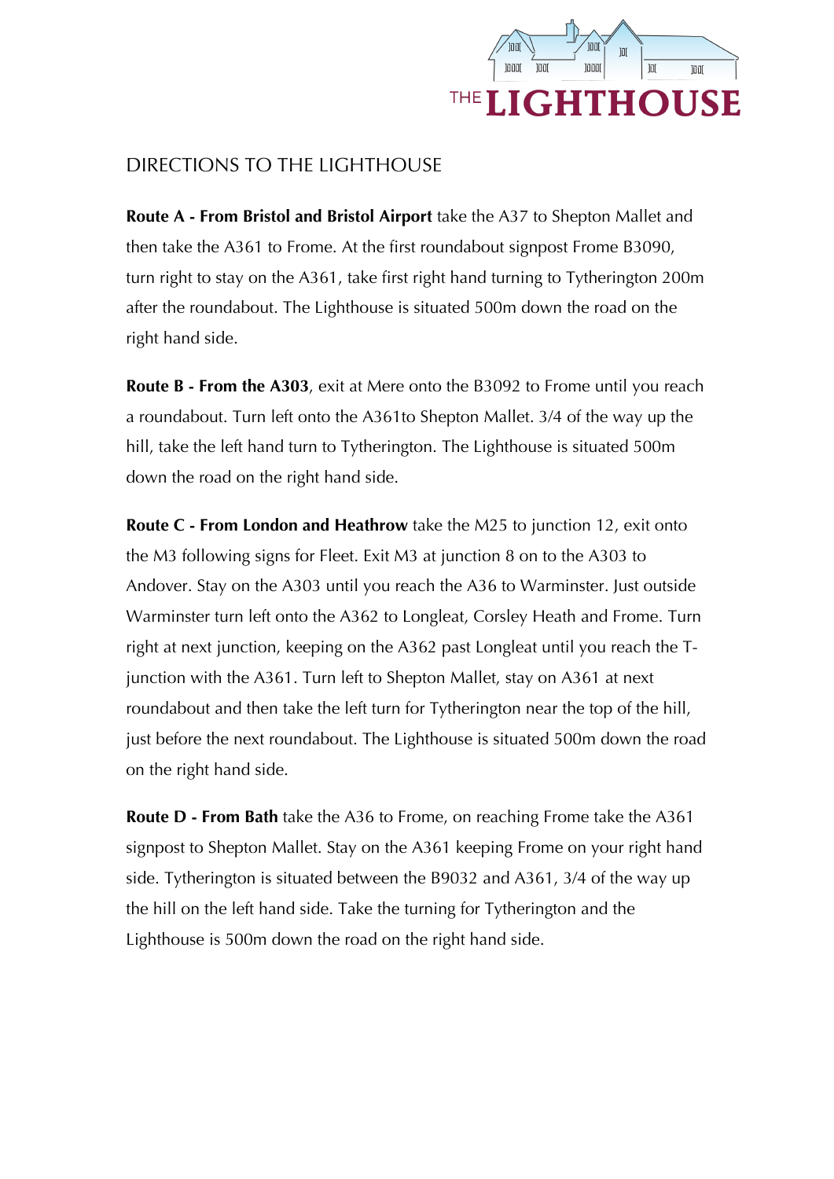THE LIGHTHOUSE

# DIRECTIONS TO THE LIGHTHOUSE

**Route A - From Bristol and Bristol Airport** take the A37 to Shepton Mallet and then take the A361 to Frome. At the first roundabout signpost Frome B3090, turn right to stay on the A361, take first right hand turning to Tytherington 200m after the roundabout. The Lighthouse is situated 500m down the road on the right hand side.

**Route B - From the A303**, exit at Mere onto the B3092 to Frome until you reach a roundabout. Turn left onto the A361to Shepton Mallet. 3/4 of the way up the hill, take the left hand turn to Tytherington. The Lighthouse is situated 500m down the road on the right hand side.

**Route C - From London and Heathrow** take the M25 to junction 12, exit onto the M3 following signs for Fleet. Exit M3 at junction 8 on to the A303 to Andover. Stay on the A303 until you reach the A36 to Warminster. Just outside Warminster turn left onto the A362 to Longleat, Corsley Heath and Frome. Turn right at next junction, keeping on the A362 past Longleat until you reach the T-junction with the A361. Turn left to Shepton Mallet, stay on A361 at next roundabout and then take the left turn for Tytherington near the top of the hill, just before the next roundabout. The Lighthouse is situated 500m down the road on the right hand side.

**Route D - From Bath** take the A36 to Frome, on reaching Frome take the A361 signpost to Shepton Mallet. Stay on the A361 keeping Frome on your right hand side. Tytherington is situated between the B9032 and A361, 3/4 of the way up the hill on the left hand side. Take the turning for Tytherington and the Lighthouse is 500m down the road on the right hand side.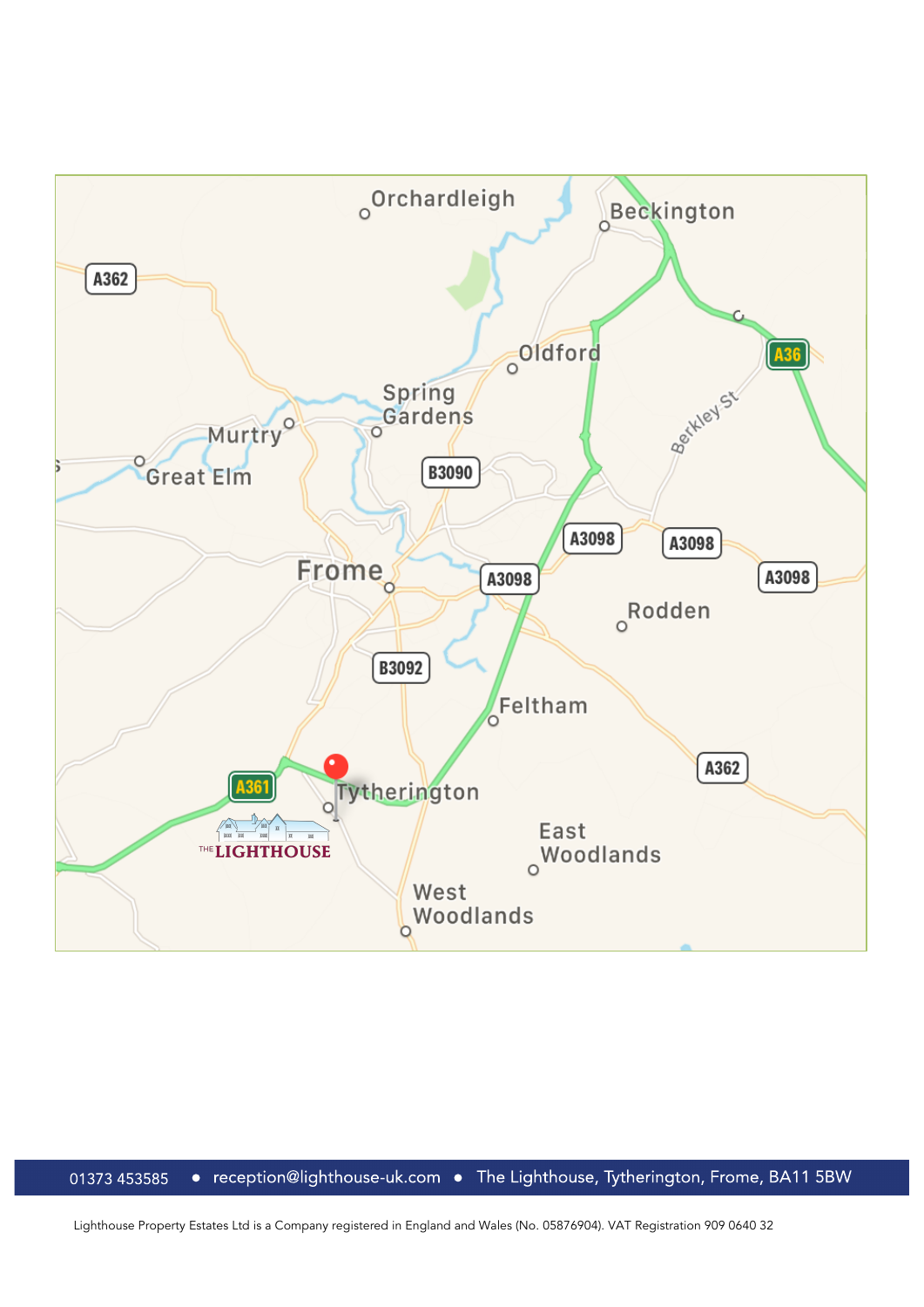Orchardleigh

Beckington

A362

Oldford

A36

Spring Gardens

Murtry

Berkley St

Great Elm

B3090

A3098

A3098

A3098

Frome

A3098

Rodden

B3092

Feltham

A362

A361

Tytherington

THE LIGHTHOUSE

East Woodlands

West Woodlands

01373 453585 ● reception@lighthouse-uk.com ● The Lighthouse, Tytherington, Frome, BA11 5BW

Lighthouse Property Estates Ltd is a Company registered in England and Wales (No. 05876904). VAT Registration 909 0640 32